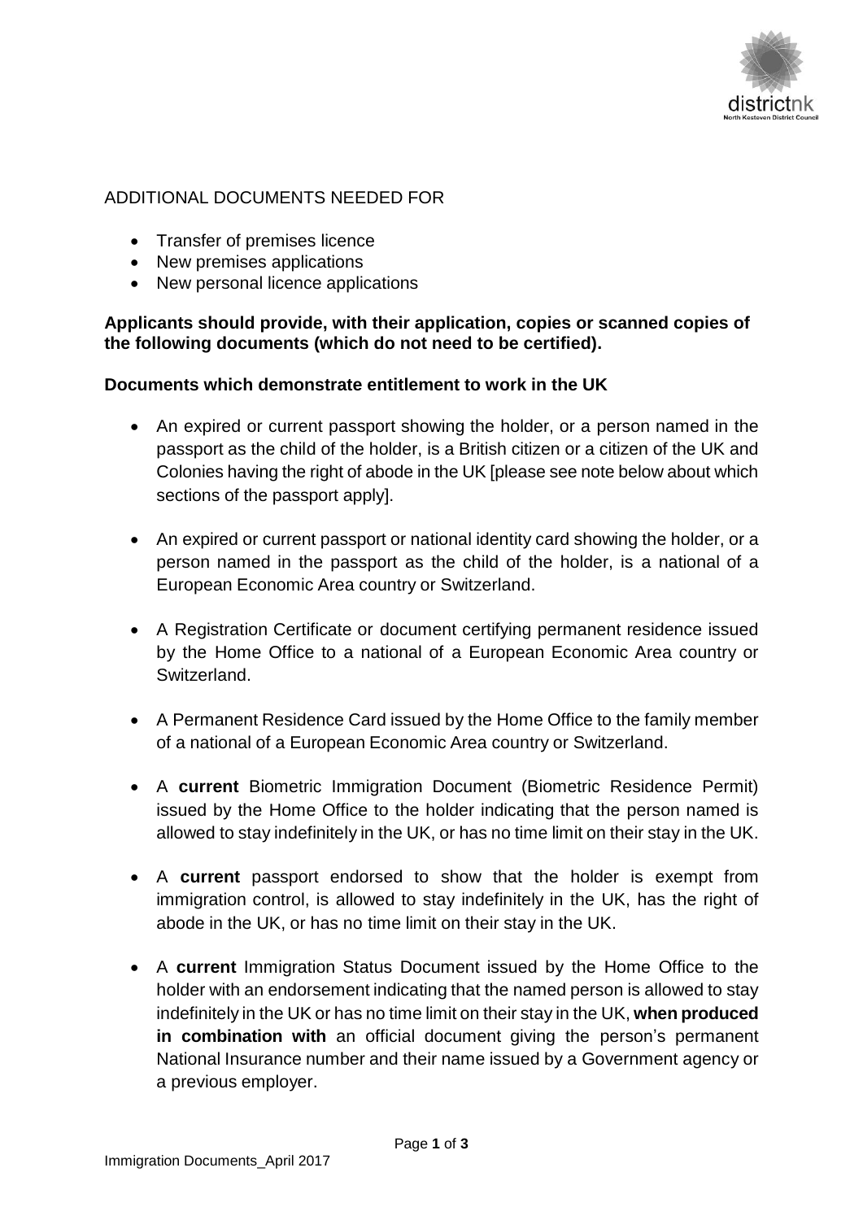ADDITIONAL DOCUMENTS NEEDED FOR

- Transfer of premises licence
- New premises applications
- New personal licence applications

**Applicants should provide, with their application, copies or scanned copies of the following documents (which do not need to be certified).**

**Documents which demonstrate entitlement to work in the UK**

- An expired or current passport showing the holder, or a person named in the passport as the child of the holder, is a British citizen or a citizen of the UK and Colonies having the right of abode in the UK [please see note below about which sections of the passport apply].

- An expired or current passport or national identity card showing the holder, or a person named in the passport as the child of the holder, is a national of a European Economic Area country or Switzerland.

- A Registration Certificate or document certifying permanent residence issued by the Home Office to a national of a European Economic Area country or Switzerland.

- A Permanent Residence Card issued by the Home Office to the family member of a national of a European Economic Area country or Switzerland.

- A **current** Biometric Immigration Document (Biometric Residence Permit) issued by the Home Office to the holder indicating that the person named is allowed to stay indefinitely in the UK, or has no time limit on their stay in the UK.

- A **current** passport endorsed to show that the holder is exempt from immigration control, is allowed to stay indefinitely in the UK, has the right of abode in the UK, or has no time limit on their stay in the UK.

- A **current** Immigration Status Document issued by the Home Office to the holder with an endorsement indicating that the named person is allowed to stay indefinitely in the UK or has no time limit on their stay in the UK, **when produced in combination with** an official document giving the person's permanent National Insurance number and their name issued by a Government agency or a previous employer.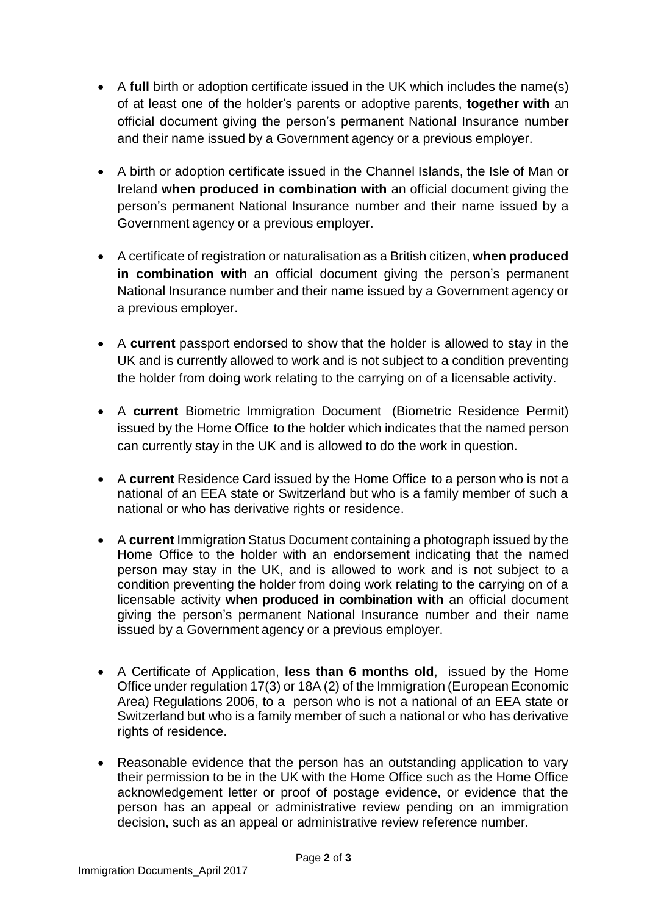- A **full** birth or adoption certificate issued in the UK which includes the name(s) of at least one of the holder's parents or adoptive parents, **together with** an official document giving the person's permanent National Insurance number and their name issued by a Government agency or a previous employer.

- A birth or adoption certificate issued in the Channel Islands, the Isle of Man or Ireland **when produced in combination with** an official document giving the person's permanent National Insurance number and their name issued by a Government agency or a previous employer.

- A certificate of registration or naturalisation as a British citizen, **when produced in combination with** an official document giving the person's permanent National Insurance number and their name issued by a Government agency or a previous employer.

- A **current** passport endorsed to show that the holder is allowed to stay in the UK and is currently allowed to work and is not subject to a condition preventing the holder from doing work relating to the carrying on of a licensable activity.

- A **current** Biometric Immigration Document (Biometric Residence Permit) issued by the Home Office to the holder which indicates that the named person can currently stay in the UK and is allowed to do the work in question.

- A **current** Residence Card issued by the Home Office to a person who is not a national of an EEA state or Switzerland but who is a family member of such a national or who has derivative rights or residence.

- A **current** Immigration Status Document containing a photograph issued by the Home Office to the holder with an endorsement indicating that the named person may stay in the UK, and is allowed to work and is not subject to a condition preventing the holder from doing work relating to the carrying on of a licensable activity **when produced in combination with** an official document giving the person's permanent National Insurance number and their name issued by a Government agency or a previous employer.

- A Certificate of Application, **less than 6 months old**, issued by the Home Office under regulation 17(3) or 18A (2) of the Immigration (European Economic Area) Regulations 2006, to a person who is not a national of an EEA state or Switzerland but who is a family member of such a national or who has derivative rights of residence.

- Reasonable evidence that the person has an outstanding application to vary their permission to be in the UK with the Home Office such as the Home Office acknowledgement letter or proof of postage evidence, or evidence that the person has an appeal or administrative review pending on an immigration decision, such as an appeal or administrative review reference number.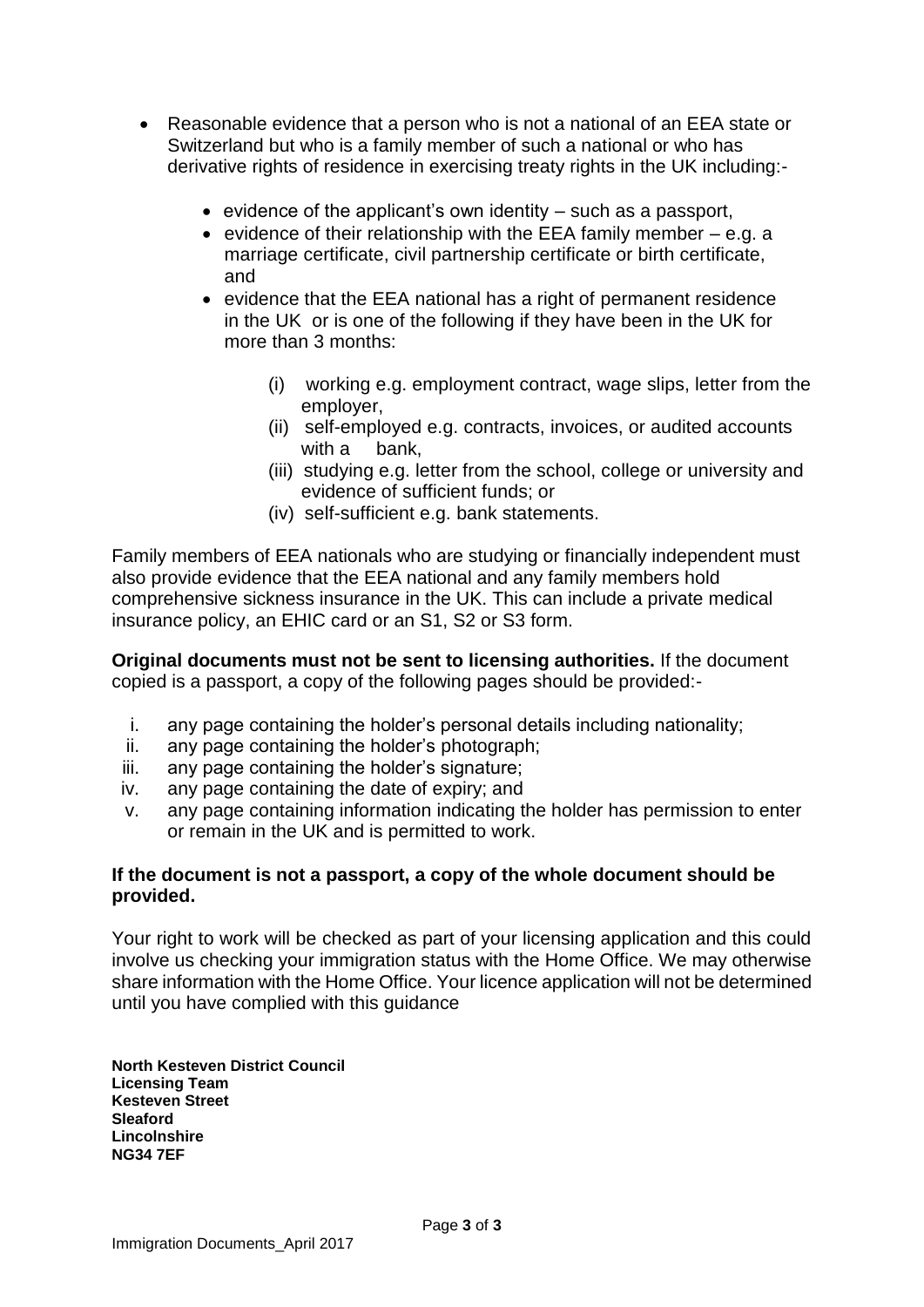- Reasonable evidence that a person who is not a national of an EEA state or Switzerland but who is a family member of such a national or who has derivative rights of residence in exercising treaty rights in the UK including:-
    - evidence of the applicant's own identity – such as a passport,
    - evidence of their relationship with the EEA family member – e.g. a marriage certificate, civil partnership certificate or birth certificate, and
    - evidence that the EEA national has a right of permanent residence in the UK or is one of the following if they have been in the UK for more than 3 months:
        - (i) working e.g. employment contract, wage slips, letter from the employer,
        - (ii) self-employed e.g. contracts, invoices, or audited accounts with a bank,
        - (iii) studying e.g. letter from the school, college or university and evidence of sufficient funds; or
        - (iv) self-sufficient e.g. bank statements.

Family members of EEA nationals who are studying or financially independent must also provide evidence that the EEA national and any family members hold comprehensive sickness insurance in the UK. This can include a private medical insurance policy, an EHIC card or an S1, S2 or S3 form.

**Original documents must not be sent to licensing authorities.** If the document copied is a passport, a copy of the following pages should be provided:-

i. any page containing the holder's personal details including nationality;
ii. any page containing the holder's photograph;
iii. any page containing the holder's signature;
iv. any page containing the date of expiry; and
v. any page containing information indicating the holder has permission to enter or remain in the UK and is permitted to work.

**If the document is not a passport, a copy of the whole document should be provided.**

Your right to work will be checked as part of your licensing application and this could involve us checking your immigration status with the Home Office. We may otherwise share information with the Home Office. Your licence application will not be determined until you have complied with this guidance

**North Kesteven District Council**
**Licensing Team**
**Kesteven Street**
**Sleaford**
**Lincolnshire**
**NG34 7EF**

Immigration Documents_April 2017